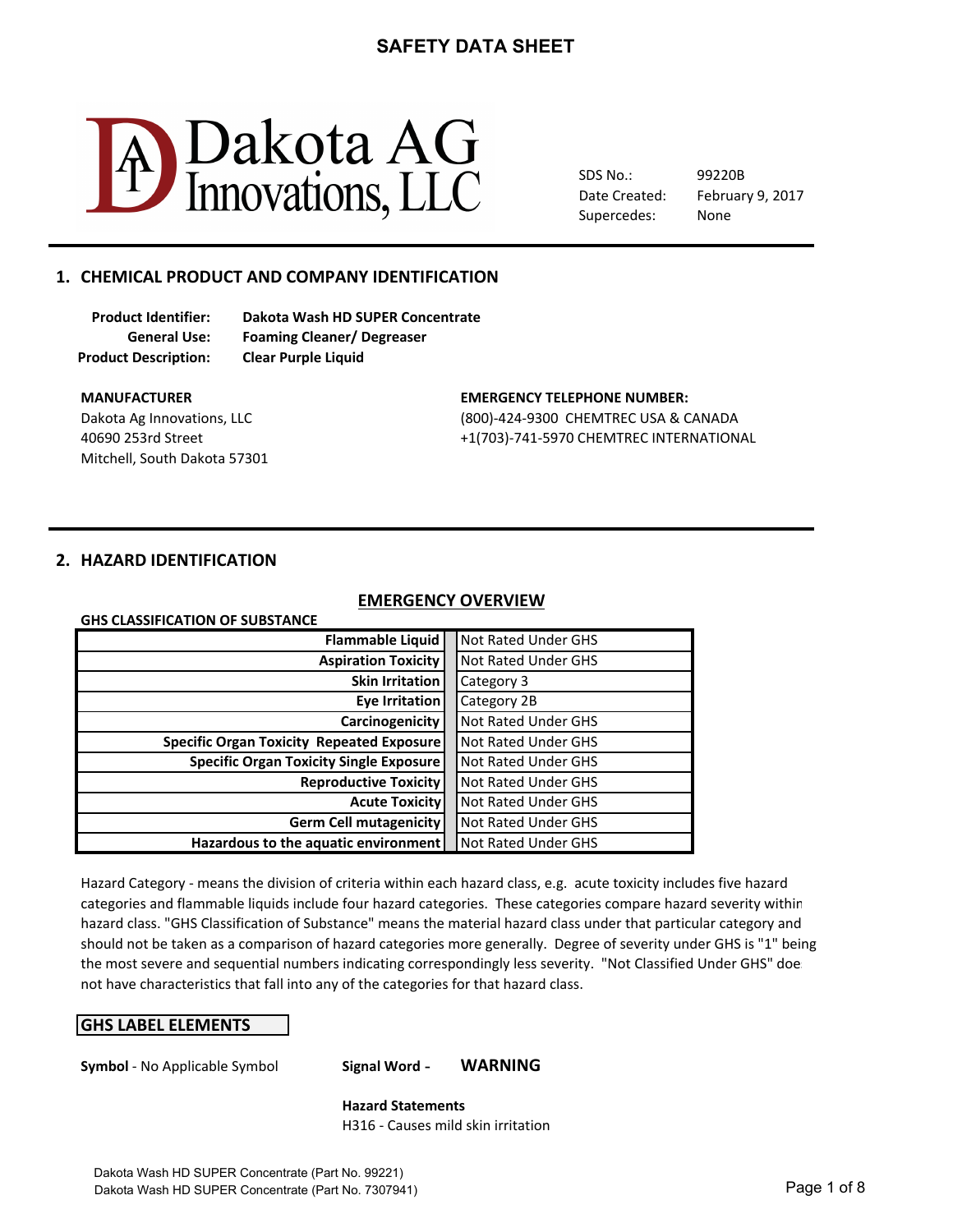# SAFETY DATA SHEET

Dakota AG Innovations, LLC

| | |
|---|---|
| SDS No.: | 99220B |
| Date Created: | February 9, 2017 |
| Supercedes: | None |

## 1. CHEMICAL PRODUCT AND COMPANY IDENTIFICATION

**Product Identifier:** **Dakota Wash HD SUPER Concentrate**
**General Use:** **Foaming Cleaner/ Degreaser**
**Product Description:** **Clear Purple Liquid**

**MANUFACTURER**
Dakota Ag Innovations, LLC
40690 253rd Street
Mitchell, South Dakota 57301

**EMERGENCY TELEPHONE NUMBER:**
(800)-424-9300 CHEMTREC USA & CANADA
+1(703)-741-5970 CHEMTREC INTERNATIONAL

## 2. HAZARD IDENTIFICATION

### EMERGENCY OVERVIEW

**GHS CLASSIFICATION OF SUBSTANCE**

| Hazard Class | Classification |
|---|---|
| **Flammable Liquid** | Not Rated Under GHS |
| **Aspiration Toxicity** | Not Rated Under GHS |
| **Skin Irritation** | Category 3 |
| **Eye Irritation** | Category 2B |
| **Carcinogenicity** | Not Rated Under GHS |
| **Specific Organ Toxicity Repeated Exposure** | Not Rated Under GHS |
| **Specific Organ Toxicity Single Exposure** | Not Rated Under GHS |
| **Reproductive Toxicity** | Not Rated Under GHS |
| **Acute Toxicity** | Not Rated Under GHS |
| **Germ Cell mutagenicity** | Not Rated Under GHS |
| **Hazardous to the aquatic environment** | Not Rated Under GHS |

Hazard Category - means the division of criteria within each hazard class, e.g. acute toxicity includes five hazard categories and flammable liquids include four hazard categories. These categories compare hazard severity within hazard class. "GHS Classification of Substance" means the material hazard class under that particular category and should not be taken as a comparison of hazard categories more generally. Degree of severity under GHS is "1" being the most severe and sequential numbers indicating correspondingly less severity. "Not Classified Under GHS" does not have characteristics that fall into any of the categories for that hazard class.

### GHS LABEL ELEMENTS

**Symbol** - No Applicable Symbol

**Signal Word** - **WARNING**

**Hazard Statements**
H316 - Causes mild skin irritation

Dakota Wash HD SUPER Concentrate (Part No. 99221)
Dakota Wash HD SUPER Concentrate (Part No. 7307941)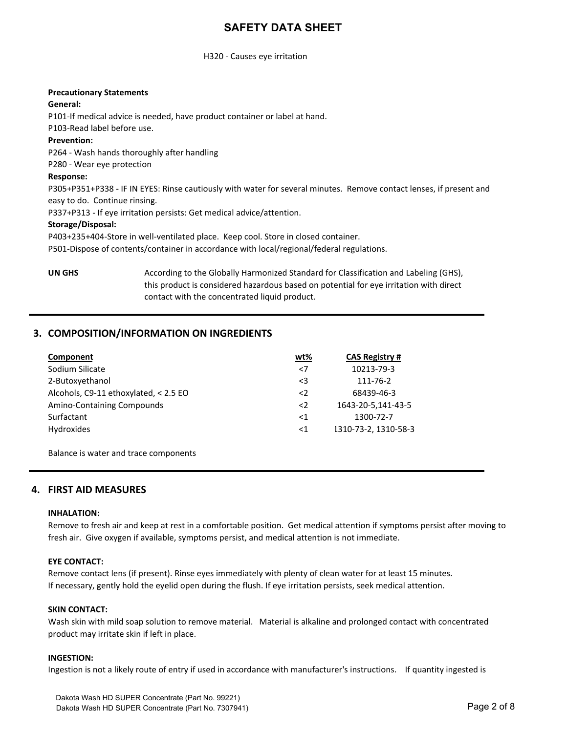H320 - Causes eye irritation

**Precautionary Statements**

**General:**

P101-If medical advice is needed, have product container or label at hand.

P103-Read label before use.

**Prevention:**

P264 - Wash hands thoroughly after handling

P280 - Wear eye protection

**Response:**

P305+P351+P338 - IF IN EYES: Rinse cautiously with water for several minutes. Remove contact lenses, if present and easy to do. Continue rinsing.

P337+P313 - If eye irritation persists: Get medical advice/attention.

**Storage/Disposal:**

P403+235+404-Store in well-ventilated place. Keep cool. Store in closed container.

P501-Dispose of contents/container in accordance with local/regional/federal regulations.

**UN GHS** According to the Globally Harmonized Standard for Classification and Labeling (GHS), this product is considered hazardous based on potential for eye irritation with direct contact with the concentrated liquid product.

## 3. COMPOSITION/INFORMATION ON INGREDIENTS

| Component | wt% | CAS Registry # |
|---|---|---|
| Sodium Silicate | <7 | 10213-79-3 |
| 2-Butoxyethanol | <3 | 111-76-2 |
| Alcohols, C9-11 ethoxylated, < 2.5 EO | <2 | 68439-46-3 |
| Amino-Containing Compounds | <2 | 1643-20-5,141-43-5 |
| Surfactant | <1 | 1300-72-7 |
| Hydroxides | <1 | 1310-73-2, 1310-58-3 |

Balance is water and trace components

## 4. FIRST AID MEASURES

**INHALATION:**

Remove to fresh air and keep at rest in a comfortable position. Get medical attention if symptoms persist after moving to fresh air. Give oxygen if available, symptoms persist, and medical attention is not immediate.

**EYE CONTACT:**

Remove contact lens (if present). Rinse eyes immediately with plenty of clean water for at least 15 minutes. If necessary, gently hold the eyelid open during the flush. If eye irritation persists, seek medical attention.

**SKIN CONTACT:**

Wash skin with mild soap solution to remove material. Material is alkaline and prolonged contact with concentrated product may irritate skin if left in place.

**INGESTION:**

Ingestion is not a likely route of entry if used in accordance with manufacturer's instructions. If quantity ingested is

Dakota Wash HD SUPER Concentrate (Part No. 99221)
Dakota Wash HD SUPER Concentrate (Part No. 7307941)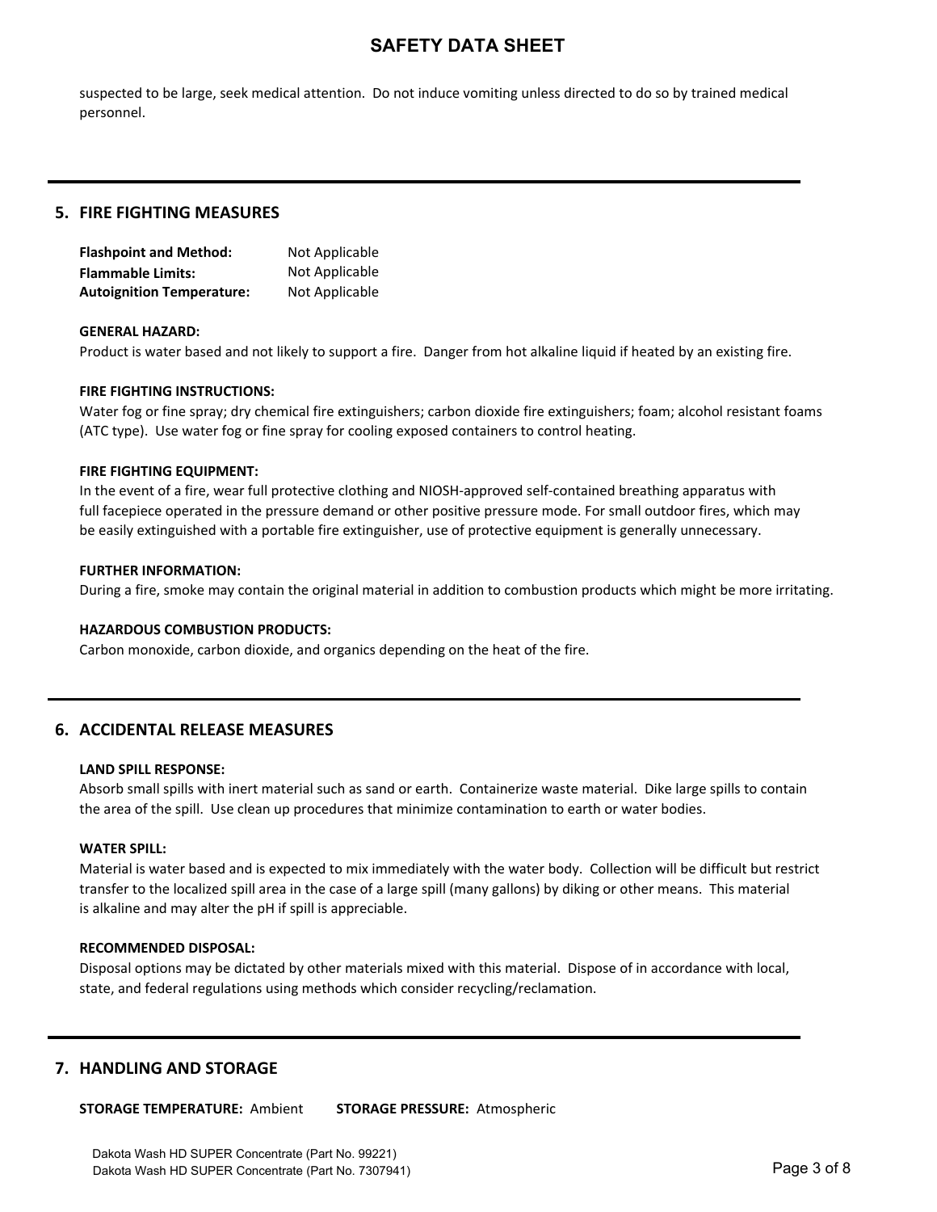suspected to be large, seek medical attention. Do not induce vomiting unless directed to do so by trained medical personnel.

## 5. FIRE FIGHTING MEASURES

**Flashpoint and Method:** Not Applicable
**Flammable Limits:** Not Applicable
**Autoignition Temperature:** Not Applicable

**GENERAL HAZARD:**
Product is water based and not likely to support a fire. Danger from hot alkaline liquid if heated by an existing fire.

**FIRE FIGHTING INSTRUCTIONS:**
Water fog or fine spray; dry chemical fire extinguishers; carbon dioxide fire extinguishers; foam; alcohol resistant foams (ATC type). Use water fog or fine spray for cooling exposed containers to control heating.

**FIRE FIGHTING EQUIPMENT:**
In the event of a fire, wear full protective clothing and NIOSH-approved self-contained breathing apparatus with full facepiece operated in the pressure demand or other positive pressure mode. For small outdoor fires, which may be easily extinguished with a portable fire extinguisher, use of protective equipment is generally unnecessary.

**FURTHER INFORMATION:**
During a fire, smoke may contain the original material in addition to combustion products which might be more irritating.

**HAZARDOUS COMBUSTION PRODUCTS:**
Carbon monoxide, carbon dioxide, and organics depending on the heat of the fire.

## 6. ACCIDENTAL RELEASE MEASURES

**LAND SPILL RESPONSE:**
Absorb small spills with inert material such as sand or earth. Containerize waste material. Dike large spills to contain the area of the spill. Use clean up procedures that minimize contamination to earth or water bodies.

**WATER SPILL:**
Material is water based and is expected to mix immediately with the water body. Collection will be difficult but restrict transfer to the localized spill area in the case of a large spill (many gallons) by diking or other means. This material is alkaline and may alter the pH if spill is appreciable.

**RECOMMENDED DISPOSAL:**
Disposal options may be dictated by other materials mixed with this material. Dispose of in accordance with local, state, and federal regulations using methods which consider recycling/reclamation.

## 7. HANDLING AND STORAGE

**STORAGE TEMPERATURE:** Ambient **STORAGE PRESSURE:** Atmospheric

Dakota Wash HD SUPER Concentrate (Part No. 99221)
Dakota Wash HD SUPER Concentrate (Part No. 7307941)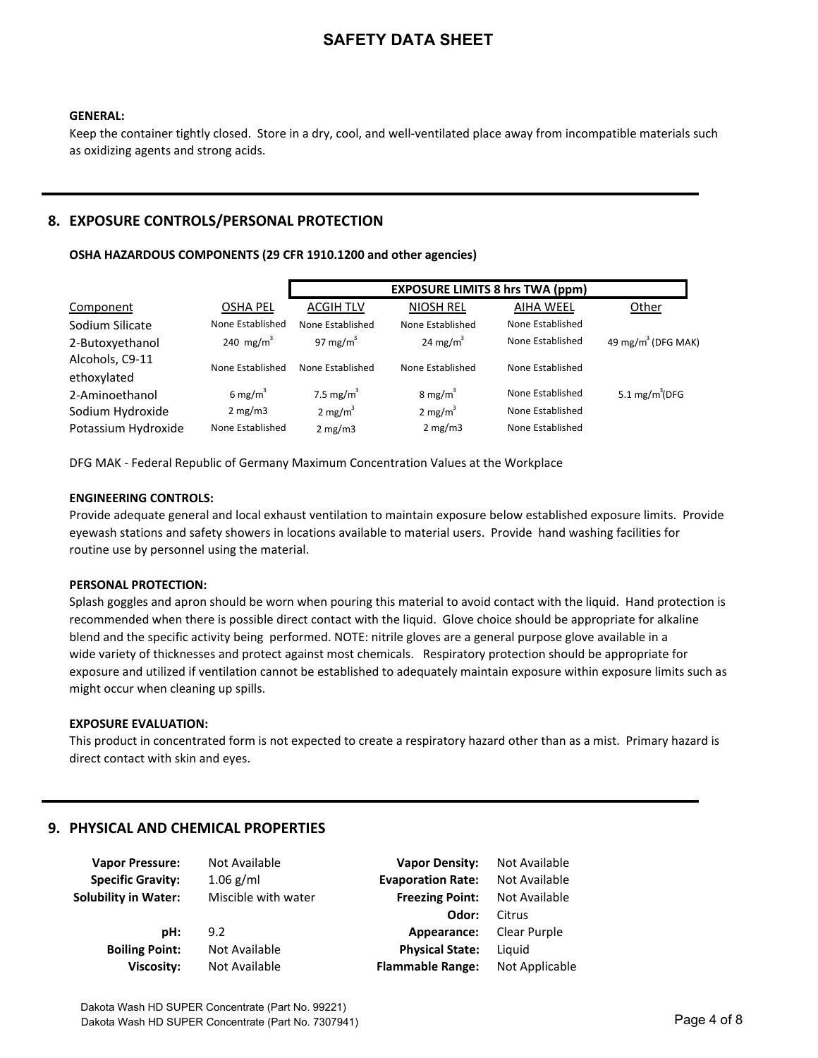**GENERAL:**

Keep the container tightly closed. Store in a dry, cool, and well-ventilated place away from incompatible materials such as oxidizing agents and strong acids.

## 8. EXPOSURE CONTROLS/PERSONAL PROTECTION

**OSHA HAZARDOUS COMPONENTS (29 CFR 1910.1200 and other agencies)**

| | EXPOSURE LIMITS 8 hrs TWA (ppm) | | | | |
|---|---|---|---|---|---|
| Component | OSHA PEL | ACGIH TLV | NIOSH REL | AIHA WEEL | Other |
| Sodium Silicate | None Established | None Established | None Established | None Established | |
| 2-Butoxyethanol | 240 $mg/m^3$ | 97 $mg/m^3$ | 24 $mg/m^3$ | None Established | 49 $mg/m^3$ (DFG MAK) |
| Alcohols, C9-11 ethoxylated | None Established | None Established | None Established | None Established | |
| 2-Aminoethanol | 6 $mg/m^3$ | 7.5 $mg/m^3$ | 8 $mg/m^3$ | None Established | 5.1 $mg/m^3$(DFG |
| Sodium Hydroxide | 2 mg/m3 | 2 $mg/m^3$ | 2 $mg/m^3$ | None Established | |
| Potassium Hydroxide | None Established | 2 mg/m3 | 2 mg/m3 | None Established | |

DFG MAK - Federal Republic of Germany Maximum Concentration Values at the Workplace

**ENGINEERING CONTROLS:**

Provide adequate general and local exhaust ventilation to maintain exposure below established exposure limits. Provide eyewash stations and safety showers in locations available to material users. Provide hand washing facilities for routine use by personnel using the material.

**PERSONAL PROTECTION:**

Splash goggles and apron should be worn when pouring this material to avoid contact with the liquid. Hand protection is recommended when there is possible direct contact with the liquid. Glove choice should be appropriate for alkaline blend and the specific activity being performed. NOTE: nitrile gloves are a general purpose glove available in a wide variety of thicknesses and protect against most chemicals. Respiratory protection should be appropriate for exposure and utilized if ventilation cannot be established to adequately maintain exposure within exposure limits such as might occur when cleaning up spills.

**EXPOSURE EVALUATION:**

This product in concentrated form is not expected to create a respiratory hazard other than as a mist. Primary hazard is direct contact with skin and eyes.

## 9. PHYSICAL AND CHEMICAL PROPERTIES

| | | | |
|---|---|---|---|
| **Vapor Pressure:** | Not Available | **Vapor Density:** | Not Available |
| **Specific Gravity:** | 1.06 g/ml | **Evaporation Rate:** | Not Available |
| **Solubility in Water:** | Miscible with water | **Freezing Point:** | Not Available |
| | | **Odor:** | Citrus |
| **pH:** | 9.2 | **Appearance:** | Clear Purple |
| **Boiling Point:** | Not Available | **Physical State:** | Liquid |
| **Viscosity:** | Not Available | **Flammable Range:** | Not Applicable |

Dakota Wash HD SUPER Concentrate (Part No. 99221)
Dakota Wash HD SUPER Concentrate (Part No. 7307941)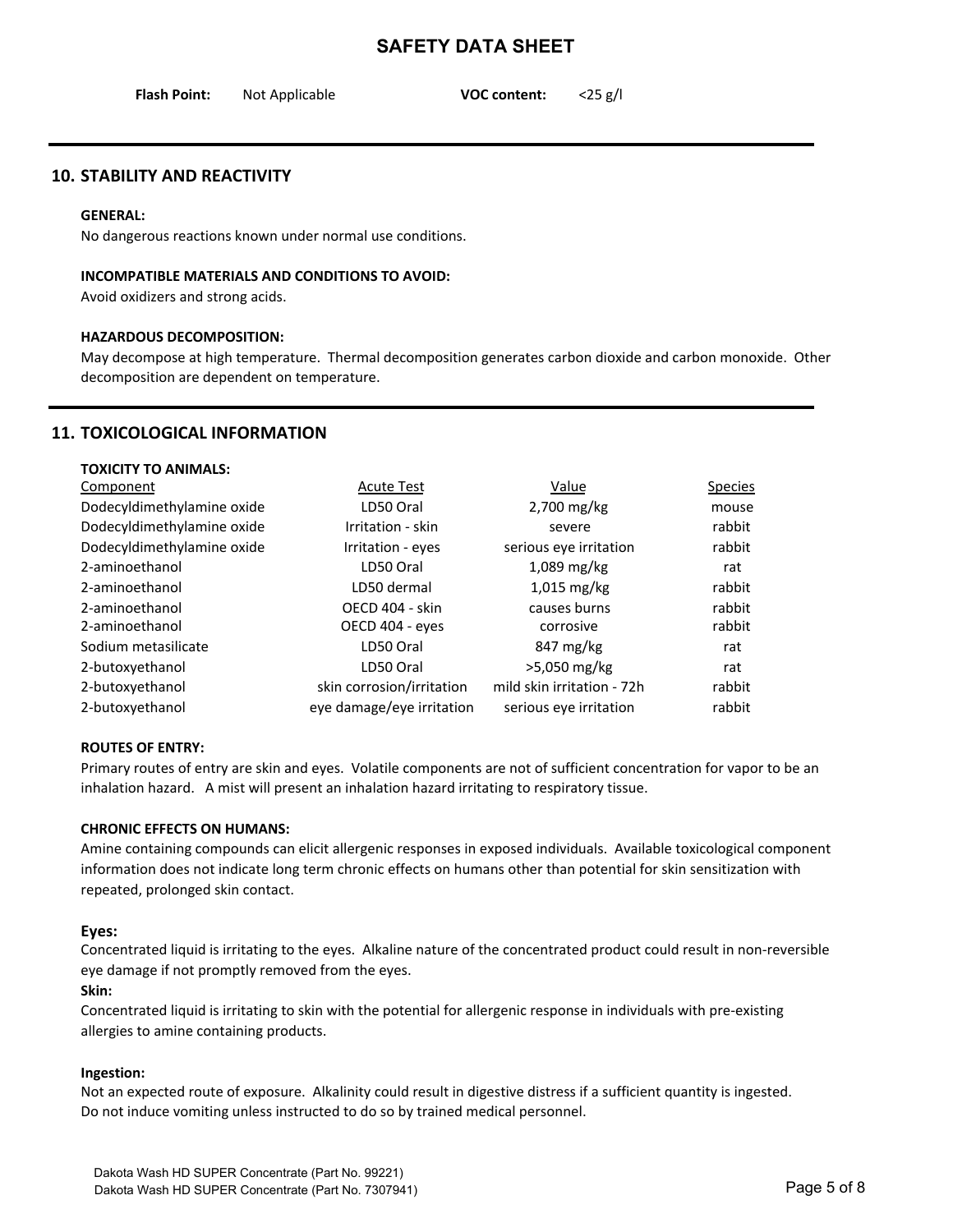**Flash Point:** Not Applicable **VOC content:** <25 g/l

## 10. STABILITY AND REACTIVITY

**GENERAL:**
No dangerous reactions known under normal use conditions.

**INCOMPATIBLE MATERIALS AND CONDITIONS TO AVOID:**
Avoid oxidizers and strong acids.

**HAZARDOUS DECOMPOSITION:**
May decompose at high temperature. Thermal decomposition generates carbon dioxide and carbon monoxide. Other decomposition are dependent on temperature.

## 11. TOXICOLOGICAL INFORMATION

**TOXICITY TO ANIMALS:**

| Component | Acute Test | Value | Species |
|---|---|---|---|
| Dodecyldimethylamine oxide | LD50 Oral | 2,700 mg/kg | mouse |
| Dodecyldimethylamine oxide | Irritation - skin | severe | rabbit |
| Dodecyldimethylamine oxide | Irritation - eyes | serious eye irritation | rabbit |
| 2-aminoethanol | LD50 Oral | 1,089 mg/kg | rat |
| 2-aminoethanol | LD50 dermal | 1,015 mg/kg | rabbit |
| 2-aminoethanol | OECD 404 - skin | causes burns | rabbit |
| 2-aminoethanol | OECD 404 - eyes | corrosive | rabbit |
| Sodium metasilicate | LD50 Oral | 847 mg/kg | rat |
| 2-butoxyethanol | LD50 Oral | >5,050 mg/kg | rat |
| 2-butoxyethanol | skin corrosion/irritation | mild skin irritation - 72h | rabbit |
| 2-butoxyethanol | eye damage/eye irritation | serious eye irritation | rabbit |

**ROUTES OF ENTRY:**
Primary routes of entry are skin and eyes. Volatile components are not of sufficient concentration for vapor to be an inhalation hazard. A mist will present an inhalation hazard irritating to respiratory tissue.

**CHRONIC EFFECTS ON HUMANS:**
Amine containing compounds can elicit allergenic responses in exposed individuals. Available toxicological component information does not indicate long term chronic effects on humans other than potential for skin sensitization with repeated, prolonged skin contact.

### Eyes:
Concentrated liquid is irritating to the eyes. Alkaline nature of the concentrated product could result in non-reversible eye damage if not promptly removed from the eyes.

**Skin:**
Concentrated liquid is irritating to skin with the potential for allergenic response in individuals with pre-existing allergies to amine containing products.

**Ingestion:**
Not an expected route of exposure. Alkalinity could result in digestive distress if a sufficient quantity is ingested. Do not induce vomiting unless instructed to do so by trained medical personnel.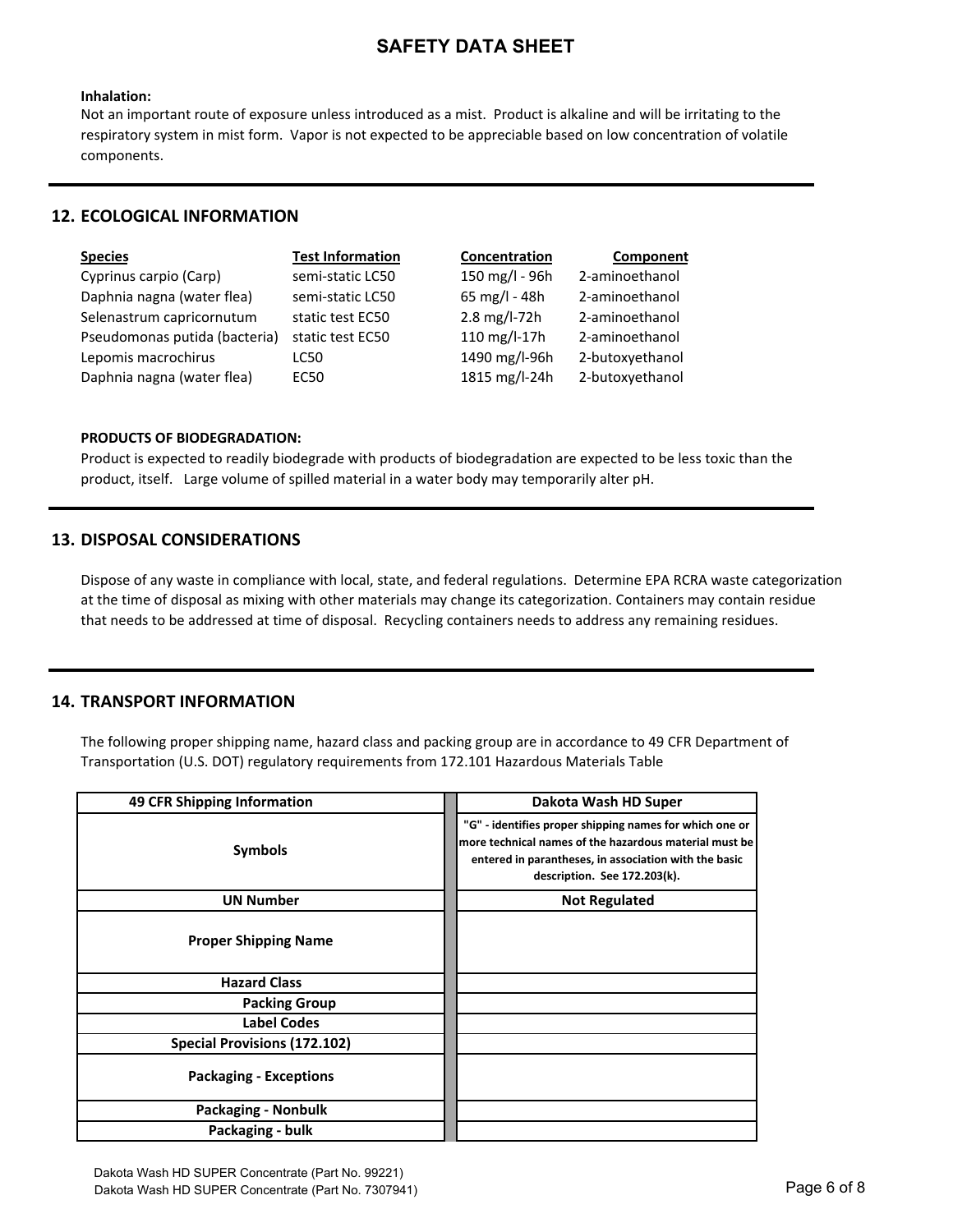**Inhalation:**
Not an important route of exposure unless introduced as a mist. Product is alkaline and will be irritating to the respiratory system in mist form. Vapor is not expected to be appreciable based on low concentration of volatile components.

## 12. ECOLOGICAL INFORMATION

| Species | Test Information | Concentration | Component |
|---|---|---|---|
| Cyprinus carpio (Carp) | semi-static LC50 | 150 mg/l - 96h | 2-aminoethanol |
| Daphnia nagna (water flea) | semi-static LC50 | 65 mg/l - 48h | 2-aminoethanol |
| Selenastrum capricornutum | static test EC50 | 2.8 mg/l-72h | 2-aminoethanol |
| Pseudomonas putida (bacteria) | static test EC50 | 110 mg/l-17h | 2-aminoethanol |
| Lepomis macrochirus | LC50 | 1490 mg/l-96h | 2-butoxyethanol |
| Daphnia nagna (water flea) | EC50 | 1815 mg/l-24h | 2-butoxyethanol |

**PRODUCTS OF BIODEGRADATION:**
Product is expected to readily biodegrade with products of biodegradation are expected to be less toxic than the product, itself. Large volume of spilled material in a water body may temporarily alter pH.

## 13. DISPOSAL CONSIDERATIONS

Dispose of any waste in compliance with local, state, and federal regulations. Determine EPA RCRA waste categorization at the time of disposal as mixing with other materials may change its categorization. Containers may contain residue that needs to be addressed at time of disposal. Recycling containers needs to address any remaining residues.

## 14. TRANSPORT INFORMATION

The following proper shipping name, hazard class and packing group are in accordance to 49 CFR Department of Transportation (U.S. DOT) regulatory requirements from 172.101 Hazardous Materials Table

| 49 CFR Shipping Information | Dakota Wash HD Super |
|---|---|
| Symbols | "G" - identifies proper shipping names for which one or more technical names of the hazardous material must be entered in parantheses, in association with the basic description. See 172.203(k). |
| UN Number | Not Regulated |
| Proper Shipping Name | |
| Hazard Class | |
| Packing Group | |
| Label Codes | |
| Special Provisions (172.102) | |
| Packaging - Exceptions | |
| Packaging - Nonbulk | |
| Packaging - bulk | |

Dakota Wash HD SUPER Concentrate (Part No. 99221)
Dakota Wash HD SUPER Concentrate (Part No. 7307941)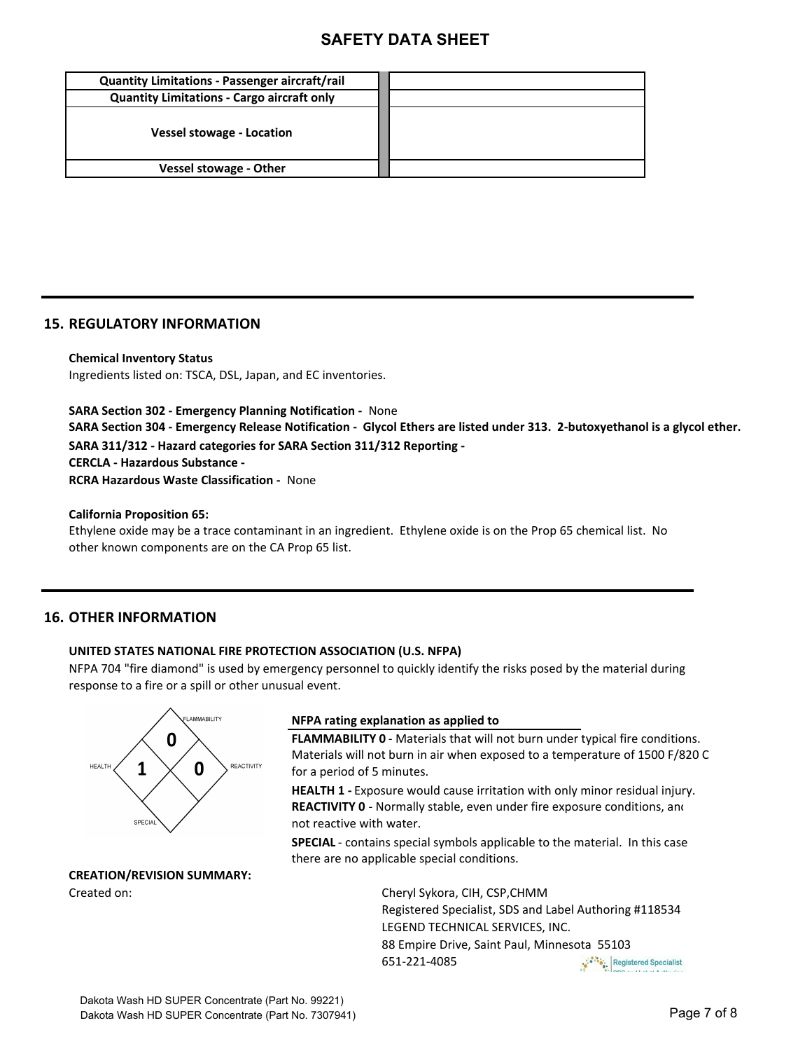| Quantity Limitations - Passenger aircraft/rail | |
|---|---|
| Quantity Limitations - Cargo aircraft only | |
| Vessel stowage - Location | |
| Vessel stowage - Other | |

## 15. REGULATORY INFORMATION

**Chemical Inventory Status**
Ingredients listed on: TSCA, DSL, Japan, and EC inventories.

**SARA Section 302 - Emergency Planning Notification -** None
**SARA Section 304 - Emergency Release Notification - Glycol Ethers are listed under 313. 2-butoxyethanol is a glycol ether.**
**SARA 311/312 - Hazard categories for SARA Section 311/312 Reporting -**
**CERCLA - Hazardous Substance -**
**RCRA Hazardous Waste Classification -** None

**California Proposition 65:**
Ethylene oxide may be a trace contaminant in an ingredient. Ethylene oxide is on the Prop 65 chemical list. No other known components are on the CA Prop 65 list.

## 16. OTHER INFORMATION

**UNITED STATES NATIONAL FIRE PROTECTION ASSOCIATION (U.S. NFPA)**
NFPA 704 "fire diamond" is used by emergency personnel to quickly identify the risks posed by the material during response to a fire or a spill or other unusual event.

FLAMMABILITY: 0
HEALTH: 1
REACTIVITY: 0
SPECIAL:

**NFPA rating explanation as applied to**

**FLAMMABILITY 0** - Materials that will not burn under typical fire conditions. Materials will not burn in air when exposed to a temperature of 1500 F/820 C for a period of 5 minutes.

**HEALTH 1 -** Exposure would cause irritation with only minor residual injury.

**REACTIVITY 0** - Normally stable, even under fire exposure conditions, and not reactive with water.

**SPECIAL** - contains special symbols applicable to the material. In this case there are no applicable special conditions.

**CREATION/REVISION SUMMARY:**

Created on:

Cheryl Sykora, CIH, CSP,CHMM
Registered Specialist, SDS and Label Authoring #118534
LEGEND TECHNICAL SERVICES, INC.
88 Empire Drive, Saint Paul, Minnesota 55103
651-221-4085

Dakota Wash HD SUPER Concentrate (Part No. 99221)
Dakota Wash HD SUPER Concentrate (Part No. 7307941)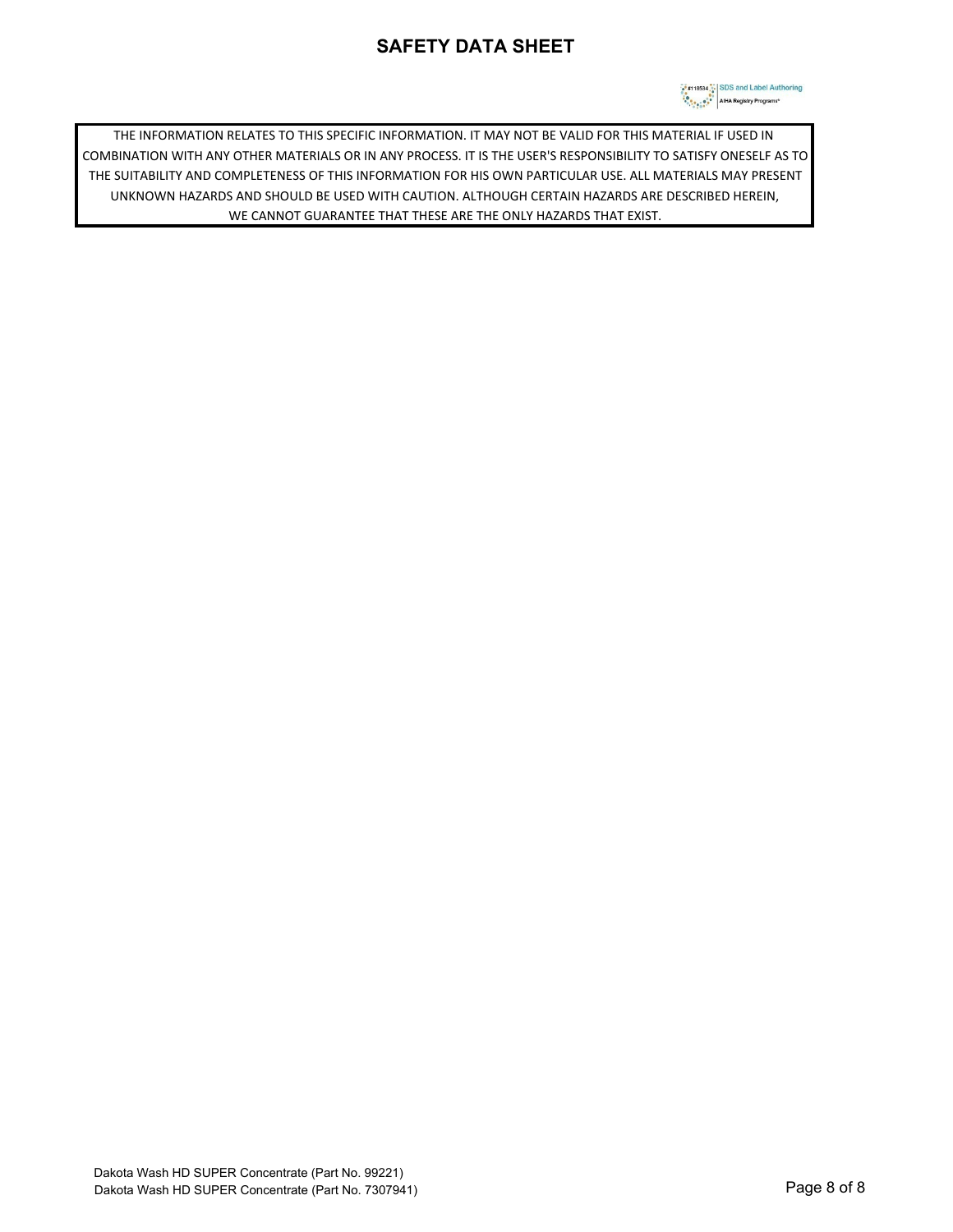THE INFORMATION RELATES TO THIS SPECIFIC INFORMATION. IT MAY NOT BE VALID FOR THIS MATERIAL IF USED IN COMBINATION WITH ANY OTHER MATERIALS OR IN ANY PROCESS. IT IS THE USER'S RESPONSIBILITY TO SATISFY ONESELF AS TO THE SUITABILITY AND COMPLETENESS OF THIS INFORMATION FOR HIS OWN PARTICULAR USE. ALL MATERIALS MAY PRESENT UNKNOWN HAZARDS AND SHOULD BE USED WITH CAUTION. ALTHOUGH CERTAIN HAZARDS ARE DESCRIBED HEREIN, WE CANNOT GUARANTEE THAT THESE ARE THE ONLY HAZARDS THAT EXIST.